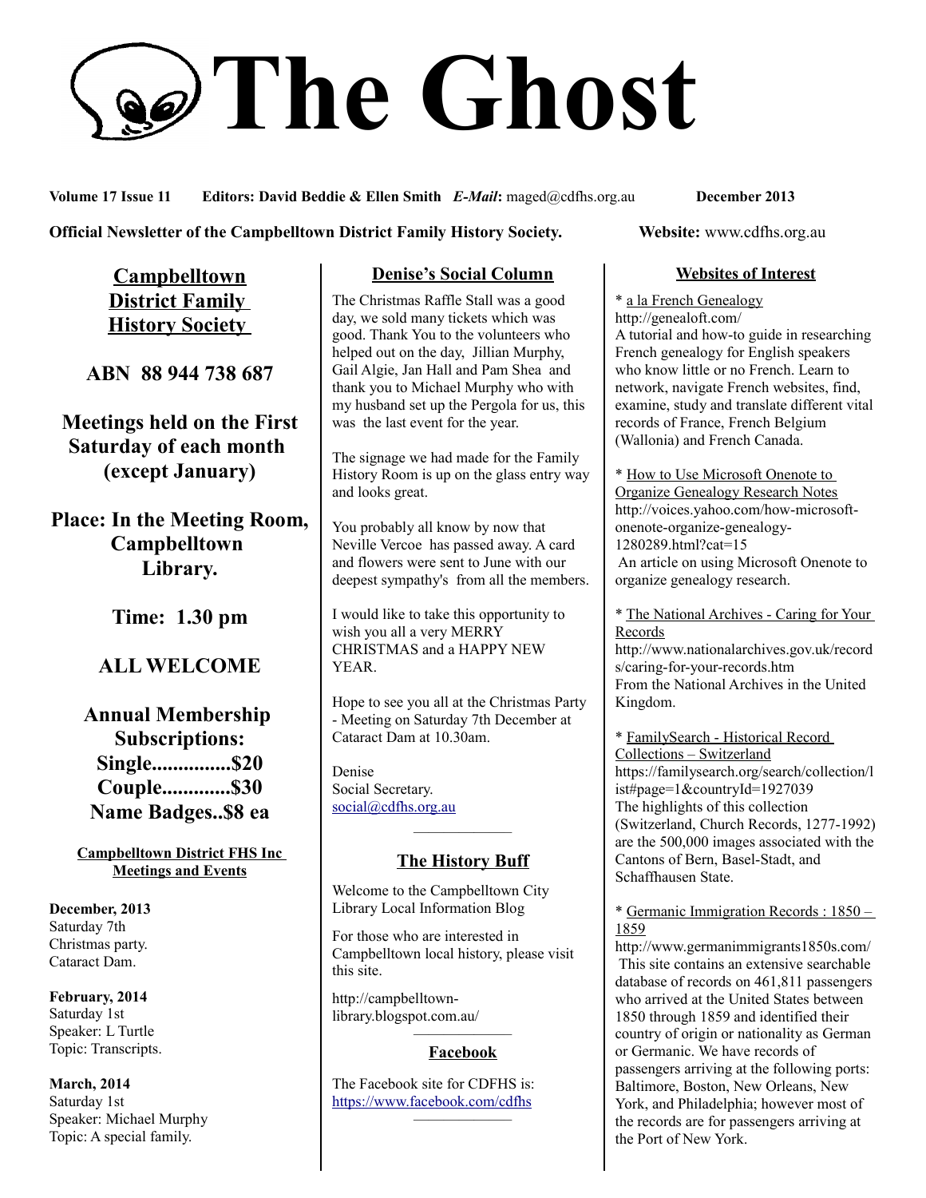# The Ghost

**Volume 17 Issue 11** **Editors: David Beddie & Ellen Smith** ***E-Mail*****:** maged@cdfhs.org.au **December 2013**

**Official Newsletter of the Campbelltown District Family History Society.** **Website:** www.cdfhs.org.au

## Campbelltown District Family History Society

**ABN 88 944 738 687**

**Meetings held on the First Saturday of each month (except January)**

**Place: In the Meeting Room, Campbelltown Library.**

**Time: 1.30 pm**

**ALL WELCOME**

**Annual Membership Subscriptions:**
**Single...............$20**
**Couple.............$30**
**Name Badges..$8 ea**

### Campbelltown District FHS Inc Meetings and Events

**December, 2013**
Saturday 7th
Christmas party.
Cataract Dam.

**February, 2014**
Saturday 1st
Speaker: L Turtle
Topic: Transcripts.

**March, 2014**
Saturday 1st
Speaker: Michael Murphy
Topic: A special family.

## Denise's Social Column

The Christmas Raffle Stall was a good day, we sold many tickets which was good. Thank You to the volunteers who helped out on the day, Jillian Murphy, Gail Algie, Jan Hall and Pam Shea and thank you to Michael Murphy who with my husband set up the Pergola for us, this was the last event for the year.

The signage we had made for the Family History Room is up on the glass entry way and looks great.

You probably all know by now that Neville Vercoe has passed away. A card and flowers were sent to June with our deepest sympathy's from all the members.

I would like to take this opportunity to wish you all a very MERRY CHRISTMAS and a HAPPY NEW YEAR.

Hope to see you all at the Christmas Party - Meeting on Saturday 7th December at Cataract Dam at 10.30am.

Denise
Social Secretary.
social@cdfhs.org.au

## The History Buff

Welcome to the Campbelltown City Library Local Information Blog

For those who are interested in Campbelltown local history, please visit this site.

http://campbelltown-library.blogspot.com.au/

## Facebook

The Facebook site for CDFHS is:
https://www.facebook.com/cdfhs

## Websites of Interest

* a la French Genealogy
http://genealoft.com/
A tutorial and how-to guide in researching French genealogy for English speakers who know little or no French. Learn to network, navigate French websites, find, examine, study and translate different vital records of France, French Belgium (Wallonia) and French Canada.

* How to Use Microsoft Onenote to Organize Genealogy Research Notes
http://voices.yahoo.com/how-microsoft-onenote-organize-genealogy-1280289.html?cat=15
An article on using Microsoft Onenote to organize genealogy research.

* The National Archives - Caring for Your Records
http://www.nationalarchives.gov.uk/records/caring-for-your-records.htm
From the National Archives in the United Kingdom.

* FamilySearch - Historical Record Collections – Switzerland
https://familysearch.org/search/collection/list#page=1&countryId=1927039
The highlights of this collection (Switzerland, Church Records, 1277-1992) are the 500,000 images associated with the Cantons of Bern, Basel-Stadt, and Schaffhausen State.

* Germanic Immigration Records : 1850 – 1859
http://www.germanimmigrants1850s.com/
This site contains an extensive searchable database of records on 461,811 passengers who arrived at the United States between 1850 through 1859 and identified their country of origin or nationality as German or Germanic. We have records of passengers arriving at the following ports: Baltimore, Boston, New Orleans, New York, and Philadelphia; however most of the records are for passengers arriving at the Port of New York.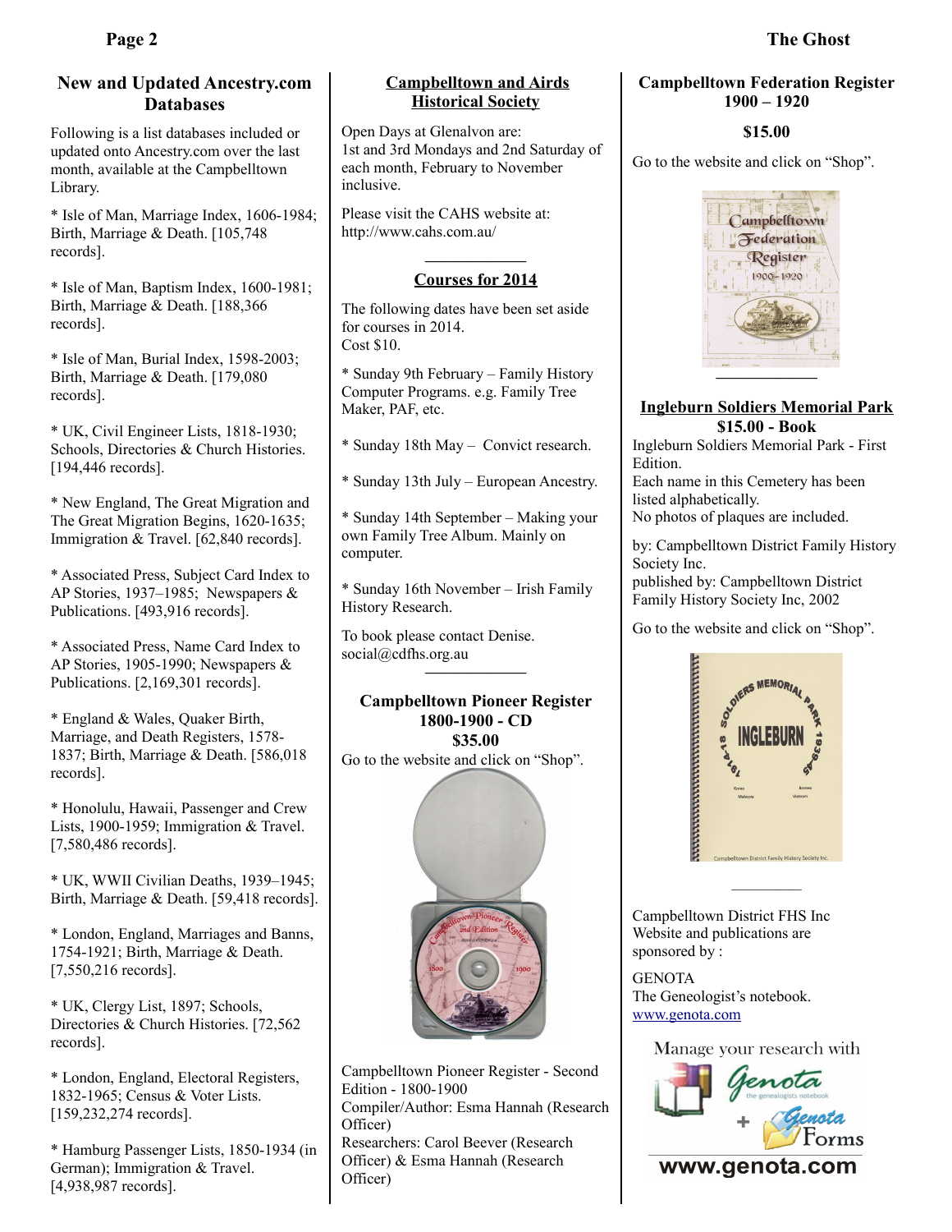## New and Updated Ancestry.com Databases

Following is a list databases included or updated onto Ancestry.com over the last month, available at the Campbelltown Library.

* Isle of Man, Marriage Index, 1606-1984; Birth, Marriage & Death. [105,748 records].

* Isle of Man, Baptism Index, 1600-1981; Birth, Marriage & Death. [188,366 records].

* Isle of Man, Burial Index, 1598-2003; Birth, Marriage & Death. [179,080 records].

* UK, Civil Engineer Lists, 1818-1930; Schools, Directories & Church Histories. [194,446 records].

* New England, The Great Migration and The Great Migration Begins, 1620-1635; Immigration & Travel. [62,840 records].

* Associated Press, Subject Card Index to AP Stories, 1937–1985; Newspapers & Publications. [493,916 records].

* Associated Press, Name Card Index to AP Stories, 1905-1990; Newspapers & Publications. [2,169,301 records].

* England & Wales, Quaker Birth, Marriage, and Death Registers, 1578-1837; Birth, Marriage & Death. [586,018 records].

* Honolulu, Hawaii, Passenger and Crew Lists, 1900-1959; Immigration & Travel. [7,580,486 records].

* UK, WWII Civilian Deaths, 1939–1945; Birth, Marriage & Death. [59,418 records].

* London, England, Marriages and Banns, 1754-1921; Birth, Marriage & Death. [7,550,216 records].

* UK, Clergy List, 1897; Schools, Directories & Church Histories. [72,562 records].

* London, England, Electoral Registers, 1832-1965; Census & Voter Lists. [159,232,274 records].

* Hamburg Passenger Lists, 1850-1934 (in German); Immigration & Travel. [4,938,987 records].

## Campbelltown and Airds Historical Society

Open Days at Glenalvon are:
1st and 3rd Mondays and 2nd Saturday of each month, February to November inclusive.

Please visit the CAHS website at:
http://www.cahs.com.au/

## Courses for 2014

The following dates have been set aside for courses in 2014.
Cost $10.

* Sunday 9th February – Family History Computer Programs. e.g. Family Tree Maker, PAF, etc.

* Sunday 18th May – Convict research.

* Sunday 13th July – European Ancestry.

* Sunday 14th September – Making your own Family Tree Album. Mainly on computer.

* Sunday 16th November – Irish Family History Research.

To book please contact Denise.
social@cdfhs.org.au

## Campbelltown Pioneer Register 1800-1900 - CD
**$35.00**

Go to the website and click on "Shop".

Campbelltown Pioneer Register - Second Edition - 1800-1900
Compiler/Author: Esma Hannah (Research Officer)
Researchers: Carol Beever (Research Officer) & Esma Hannah (Research Officer)

## Campbelltown Federation Register 1900 – 1920
**$15.00**

Go to the website and click on "Shop".

## Ingleburn Soldiers Memorial Park
**$15.00 - Book**

Ingleburn Soldiers Memorial Park - First Edition.
Each name in this Cemetery has been listed alphabetically.
No photos of plaques are included.

by: Campbelltown District Family History Society Inc.
published by: Campbelltown District Family History Society Inc, 2002

Go to the website and click on "Shop".

Campbelltown District FHS Inc Website and publications are sponsored by :

GENOTA
The Geneologist's notebook.
www.genota.com

Manage your research with Genota the genealogists notebook + Genota Forms
www.genota.com